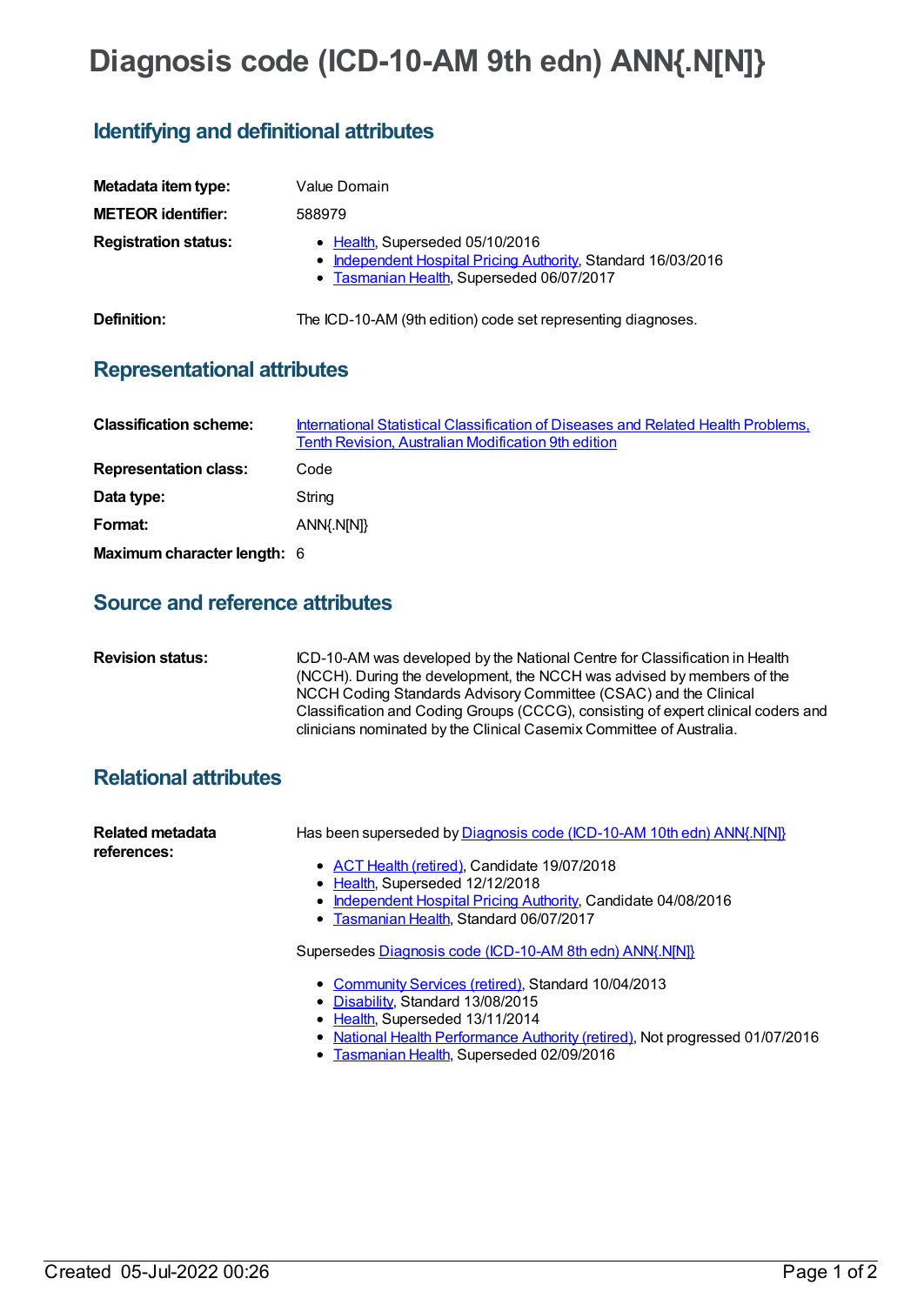# Diagnosis code (ICD-10-AM 9th edn) ANN{.N[N]}

## Identifying and definitional attributes

**Metadata item type:** Value Domain

**METEOR identifier:** 588979

**Registration status:**

- Health, Superseded 05/10/2016
- Independent Hospital Pricing Authority, Standard 16/03/2016
- Tasmanian Health, Superseded 06/07/2017

**Definition:** The ICD-10-AM (9th edition) code set representing diagnoses.

## Representational attributes

**Classification scheme:** International Statistical Classification of Diseases and Related Health Problems, Tenth Revision, Australian Modification 9th edition

**Representation class:** Code

**Data type:** String

**Format:** ANN{.N[N]}

**Maximum character length:** 6

## Source and reference attributes

**Revision status:** ICD-10-AM was developed by the National Centre for Classification in Health (NCCH). During the development, the NCCH was advised by members of the NCCH Coding Standards Advisory Committee (CSAC) and the Clinical Classification and Coding Groups (CCCG), consisting of expert clinical coders and clinicians nominated by the Clinical Casemix Committee of Australia.

## Relational attributes

**Related metadata references:**

Has been superseded by Diagnosis code (ICD-10-AM 10th edn) ANN{.N[N]}

- ACT Health (retired), Candidate 19/07/2018
- Health, Superseded 12/12/2018
- Independent Hospital Pricing Authority, Candidate 04/08/2016
- Tasmanian Health, Standard 06/07/2017

Supersedes Diagnosis code (ICD-10-AM 8th edn) ANN{.N[N]}

- Community Services (retired), Standard 10/04/2013
- Disability, Standard 13/08/2015
- Health, Superseded 13/11/2014
- National Health Performance Authority (retired), Not progressed 01/07/2016
- Tasmanian Health, Superseded 02/09/2016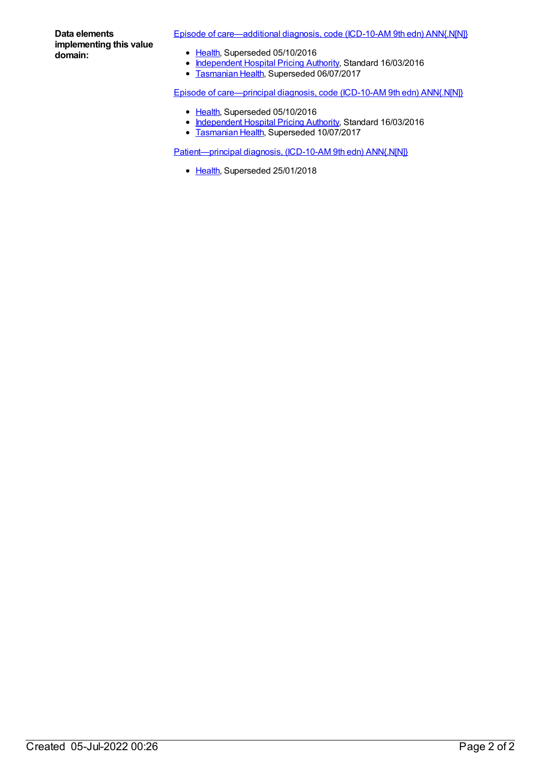**Data elements implementing this value domain:**

Episode of care—additional diagnosis, code (ICD-10-AM 9th edn) ANN{.N[N]}

- Health, Superseded 05/10/2016
- Independent Hospital Pricing Authority, Standard 16/03/2016
- Tasmanian Health, Superseded 06/07/2017

Episode of care—principal diagnosis, code (ICD-10-AM 9th edn) ANN{.N[N]}

- Health, Superseded 05/10/2016
- Independent Hospital Pricing Authority, Standard 16/03/2016
- Tasmanian Health, Superseded 10/07/2017

Patient—principal diagnosis, (ICD-10-AM 9th edn) ANN{.N[N]}

- Health, Superseded 25/01/2018

Created 05-Jul-2022 00:26